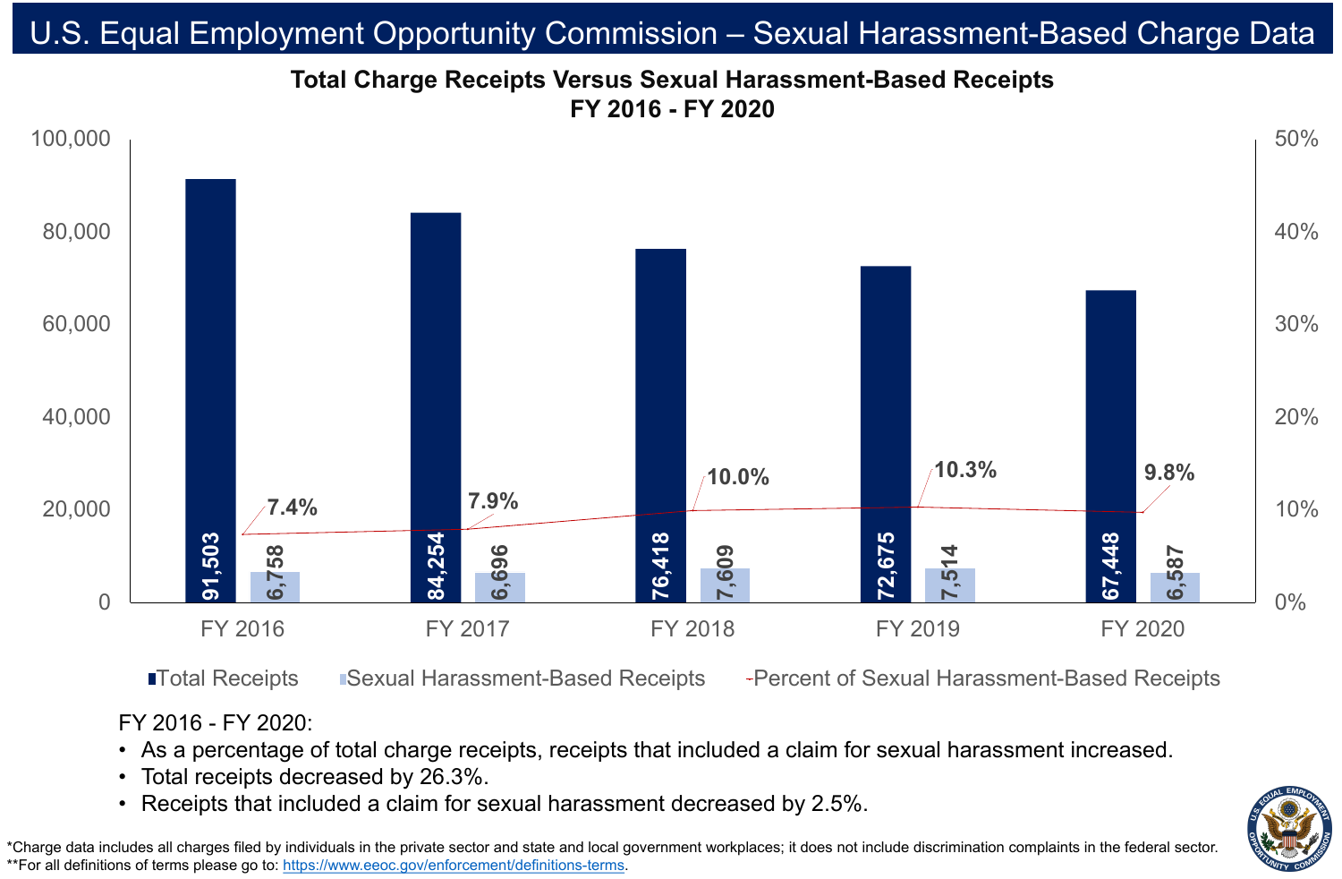# U.S. Equal Employment Opportunity Commission – Sexual Harassment-Based Charge Data

## Total Charge Receipts Versus Sexual Harassment-Based Receipts
## FY 2016 - FY 2020

| | FY 2016 | FY 2017 | FY 2018 | FY 2019 | FY 2020 |
|---|---|---|---|---|---|
| Total Receipts | 91,503 | 84,254 | 76,418 | 72,675 | 67,448 |
| Sexual Harassment-Based Receipts | 6,758 | 6,696 | 7,609 | 7,514 | 6,587 |
| Percent of Sexual Harassment-Based Receipts | 7.4% | 7.9% | 10.0% | 10.3% | 9.8% |

FY 2016 - FY 2020:

- As a percentage of total charge receipts, receipts that included a claim for sexual harassment increased.
- Total receipts decreased by 26.3%.
- Receipts that included a claim for sexual harassment decreased by 2.5%.

*Charge data includes all charges filed by individuals in the private sector and state and local government workplaces; it does not include discrimination complaints in the federal sector.

**For all definitions of terms please go to: https://www.eeoc.gov/enforcement/definitions-terms.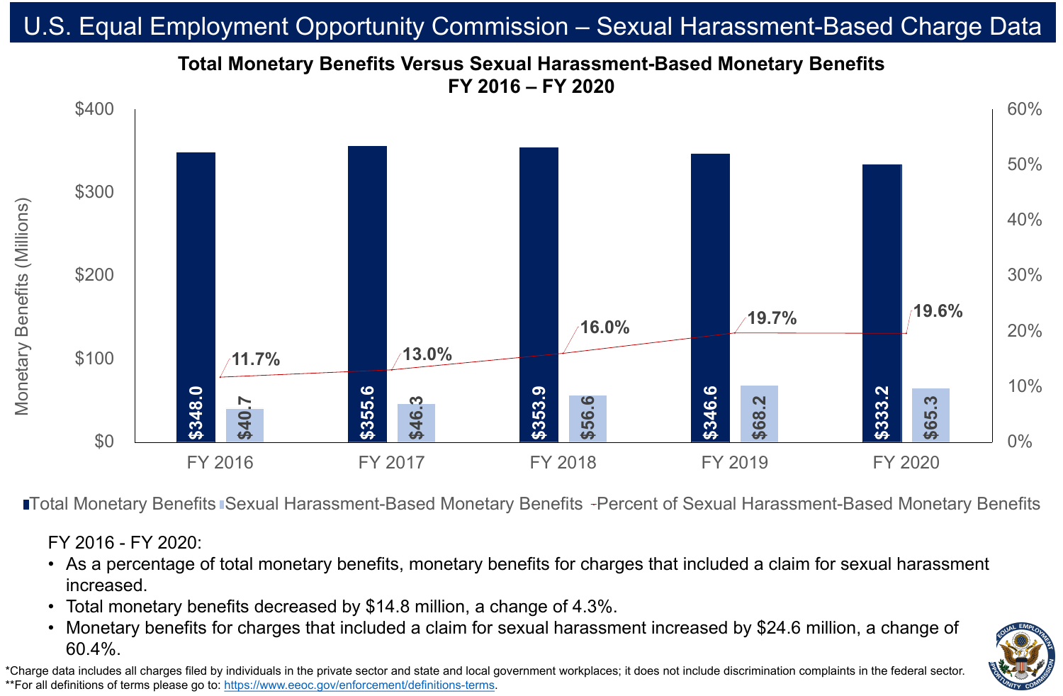# U.S. Equal Employment Opportunity Commission – Sexual Harassment-Based Charge Data

## Total Monetary Benefits Versus Sexual Harassment-Based Monetary Benefits FY 2016 – FY 2020

| | FY 2016 | FY 2017 | FY 2018 | FY 2019 | FY 2020 |
|---|---|---|---|---|---|
| Total Monetary Benefits (Millions) | $348.0 | $355.6 | $353.9 | $346.6 | $333.2 |
| Sexual Harassment-Based Monetary Benefits (Millions) | $40.7 | $46.3 | $56.6 | $68.2 | $65.3 |
| Percent of Sexual Harassment-Based Monetary Benefits | 11.7% | 13.0% | 16.0% | 19.7% | 19.6% |

FY 2016 - FY 2020:

- As a percentage of total monetary benefits, monetary benefits for charges that included a claim for sexual harassment increased.
- Total monetary benefits decreased by $14.8 million, a change of 4.3%.
- Monetary benefits for charges that included a claim for sexual harassment increased by $24.6 million, a change of 60.4%.

*Charge data includes all charges filed by individuals in the private sector and state and local government workplaces; it does not include discrimination complaints in the federal sector.
**For all definitions of terms please go to: https://www.eeoc.gov/enforcement/definitions-terms.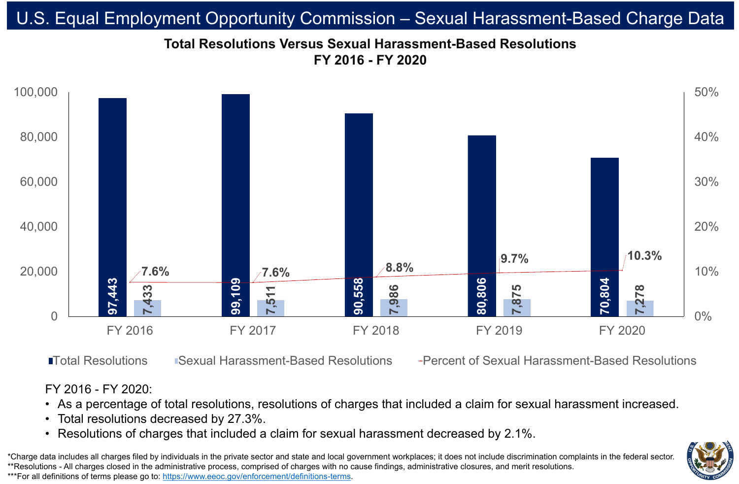# U.S. Equal Employment Opportunity Commission – Sexual Harassment-Based Charge Data

## Total Resolutions Versus Sexual Harassment-Based Resolutions FY 2016 - FY 2020

| | FY 2016 | FY 2017 | FY 2018 | FY 2019 | FY 2020 |
|---|---|---|---|---|---|
| Total Resolutions | 97,443 | 99,109 | 90,558 | 80,806 | 70,804 |
| Sexual Harassment-Based Resolutions | 7,433 | 7,511 | 7,986 | 7,875 | 7,278 |
| Percent of Sexual Harassment-Based Resolutions | 7.6% | 7.6% | 8.8% | 9.7% | 10.3% |

FY 2016 - FY 2020:

- As a percentage of total resolutions, resolutions of charges that included a claim for sexual harassment increased.
- Total resolutions decreased by 27.3%.
- Resolutions of charges that included a claim for sexual harassment decreased by 2.1%.

*Charge data includes all charges filed by individuals in the private sector and state and local government workplaces; it does not include discrimination complaints in the federal sector.
**Resolutions - All charges closed in the administrative process, comprised of charges with no cause findings, administrative closures, and merit resolutions.
***For all definitions of terms please go to: https://www.eeoc.gov/enforcement/definitions-terms.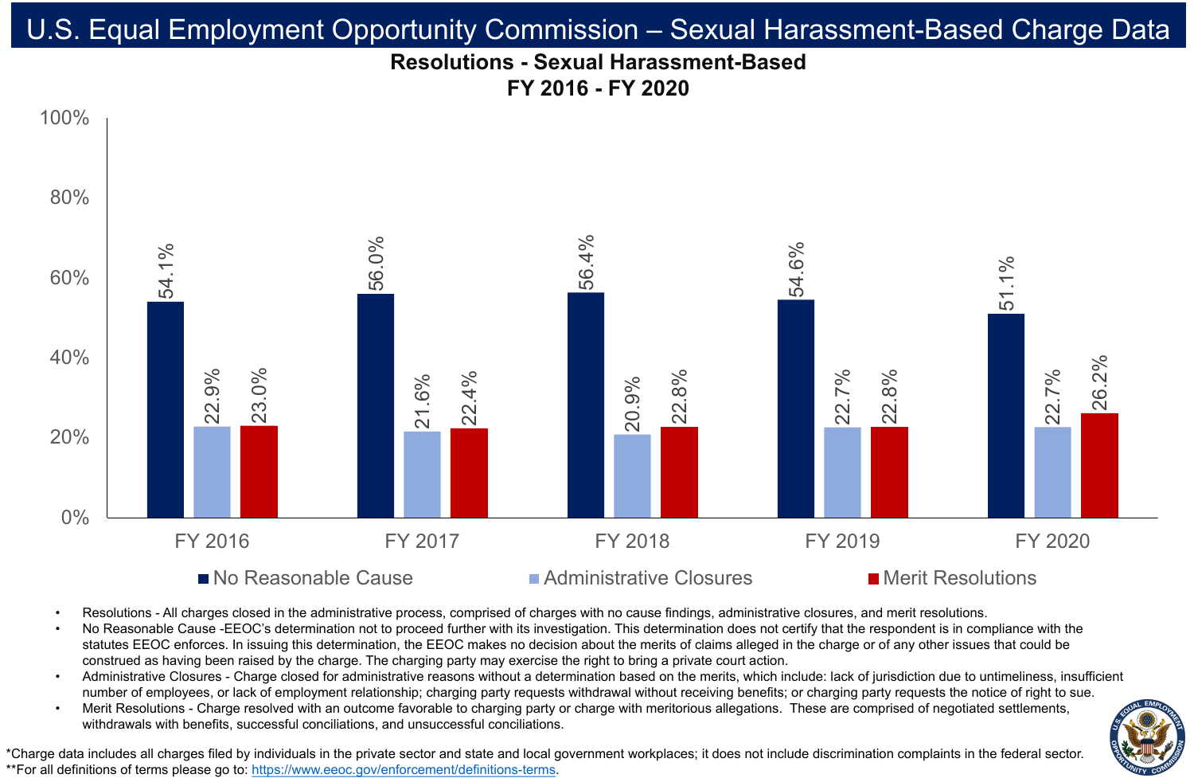# U.S. Equal Employment Opportunity Commission – Sexual Harassment-Based Charge Data

## Resolutions - Sexual Harassment-Based
## FY 2016 - FY 2020

| | FY 2016 | FY 2017 | FY 2018 | FY 2019 | FY 2020 |
|---|---|---|---|---|---|
| No Reasonable Cause | 54.1% | 56.0% | 56.4% | 54.6% | 51.1% |
| Administrative Closures | 22.9% | 21.6% | 20.9% | 22.7% | 22.7% |
| Merit Resolutions | 23.0% | 22.4% | 22.8% | 22.8% | 26.2% |

- Resolutions - All charges closed in the administrative process, comprised of charges with no cause findings, administrative closures, and merit resolutions.
- No Reasonable Cause -EEOC's determination not to proceed further with its investigation. This determination does not certify that the respondent is in compliance with the statutes EEOC enforces. In issuing this determination, the EEOC makes no decision about the merits of claims alleged in the charge or of any other issues that could be construed as having been raised by the charge. The charging party may exercise the right to bring a private court action.
- Administrative Closures - Charge closed for administrative reasons without a determination based on the merits, which include: lack of jurisdiction due to untimeliness, insufficient number of employees, or lack of employment relationship; charging party requests withdrawal without receiving benefits; or charging party requests the notice of right to sue.
- Merit Resolutions - Charge resolved with an outcome favorable to charging party or charge with meritorious allegations. These are comprised of negotiated settlements, withdrawals with benefits, successful conciliations, and unsuccessful conciliations.

*Charge data includes all charges filed by individuals in the private sector and state and local government workplaces; it does not include discrimination complaints in the federal sector.
**For all definitions of terms please go to: https://www.eeoc.gov/enforcement/definitions-terms.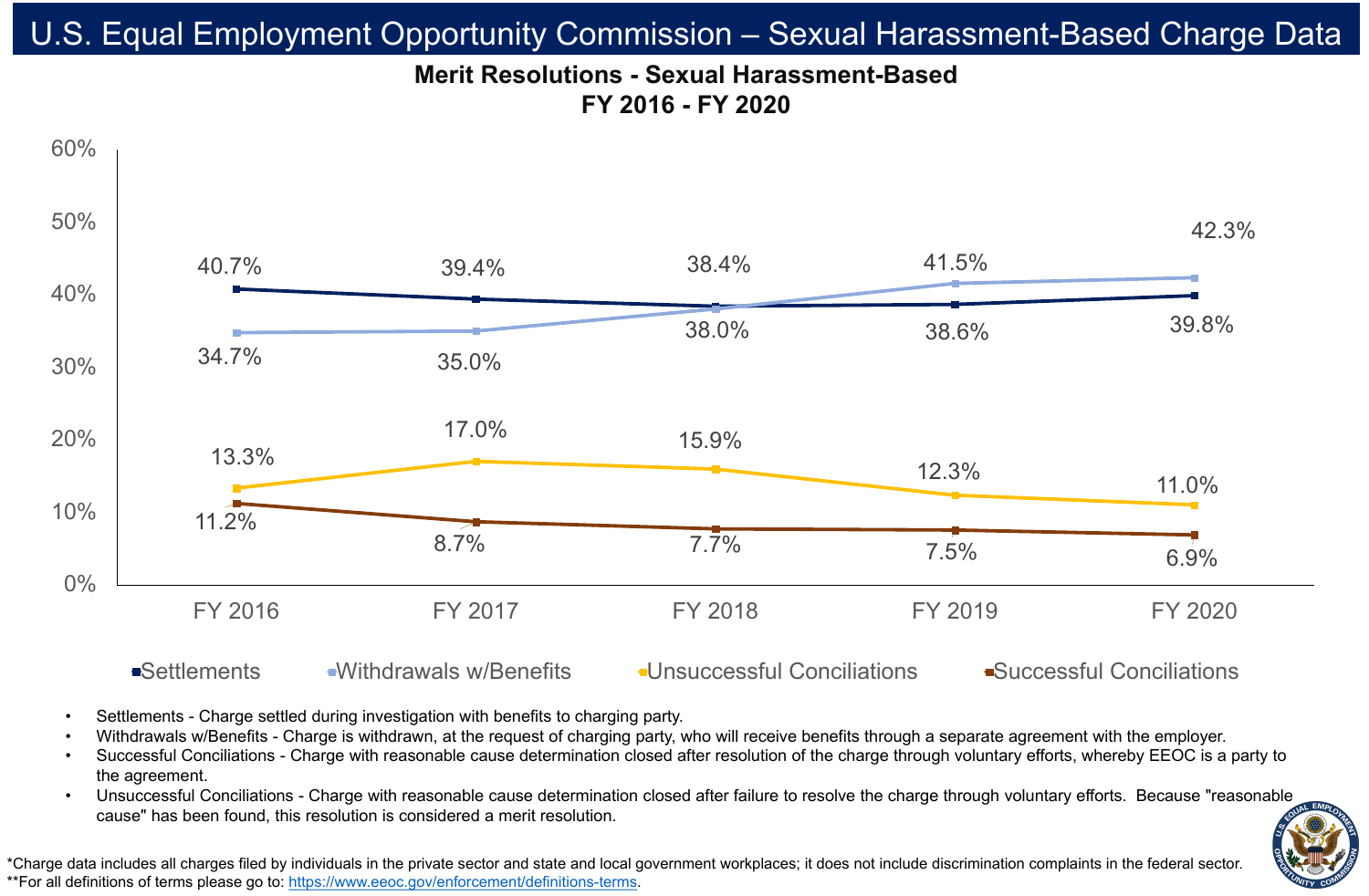# U.S. Equal Employment Opportunity Commission – Sexual Harassment-Based Charge Data

## Merit Resolutions - Sexual Harassment-Based
## FY 2016 - FY 2020

60%
50%
40%
30%
20%
10%
0%

FY 2016
FY 2017
FY 2018
FY 2019
FY 2020

40.7%
39.4%
38.4%
41.5%
42.3%
34.7%
35.0%
38.0%
38.6%
39.8%
13.3%
17.0%
15.9%
12.3%
11.0%
11.2%
8.7%
7.7%
7.5%
6.9%

Settlements
Withdrawals w/Benefits
Unsuccessful Conciliations
Successful Conciliations

- Settlements - Charge settled during investigation with benefits to charging party.
- Withdrawals w/Benefits - Charge is withdrawn, at the request of charging party, who will receive benefits through a separate agreement with the employer.
- Successful Conciliations - Charge with reasonable cause determination closed after resolution of the charge through voluntary efforts, whereby EEOC is a party to the agreement.
- Unsuccessful Conciliations - Charge with reasonable cause determination closed after failure to resolve the charge through voluntary efforts. Because "reasonable cause" has been found, this resolution is considered a merit resolution.

*Charge data includes all charges filed by individuals in the private sector and state and local government workplaces; it does not include discrimination complaints in the federal sector.
**For all definitions of terms please go to: https://www.eeoc.gov/enforcement/definitions-terms.